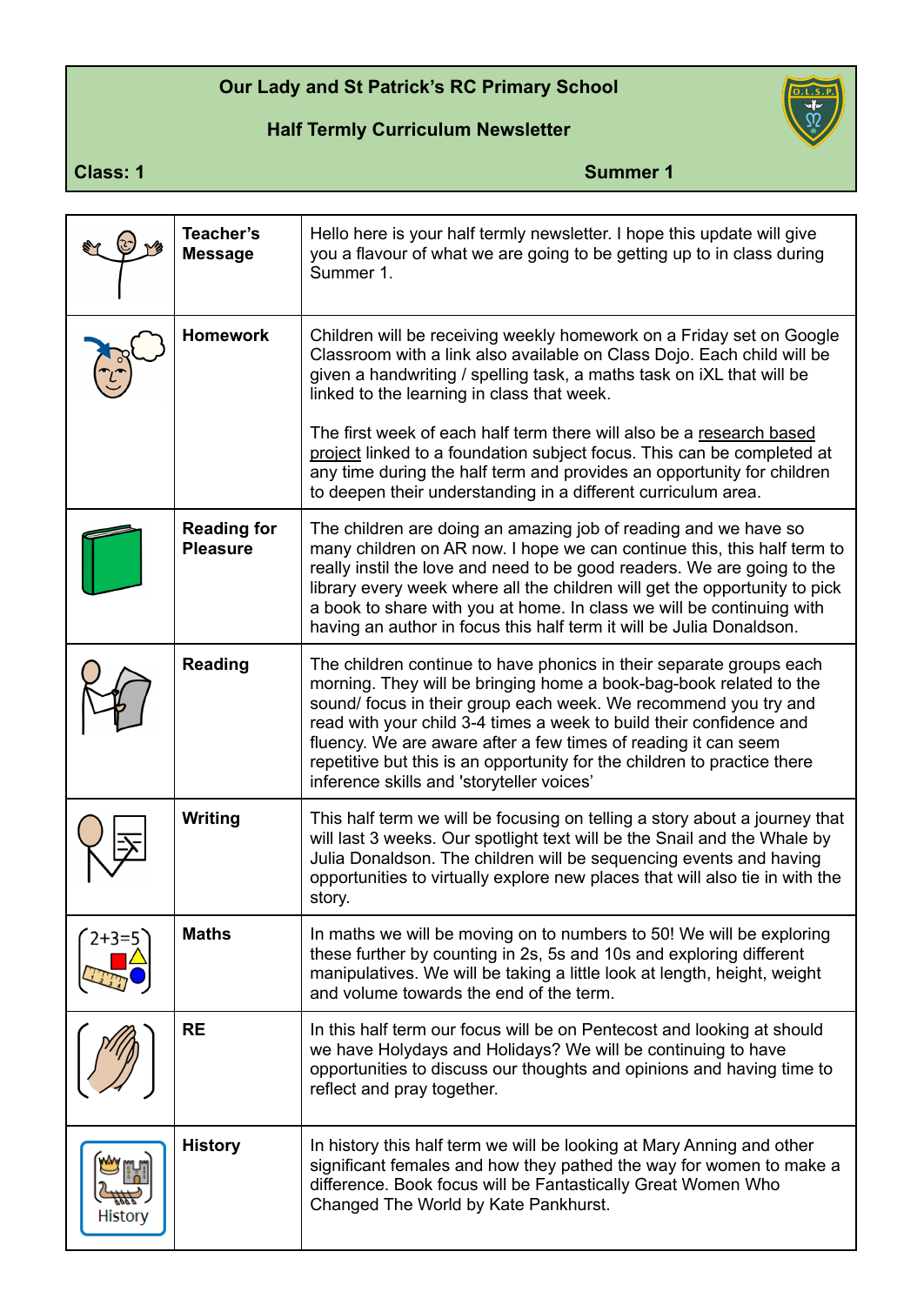# Our Lady and St Patrick's RC Primary School

## Half Termly Curriculum Newsletter

**Class: 1** **Summer 1**

| | | |
|---|---|---|
| | **Teacher's Message** | Hello here is your half termly newsletter. I hope this update will give you a flavour of what we are going to be getting up to in class during Summer 1. |
| | **Homework** | Children will be receiving weekly homework on a Friday set on Google Classroom with a link also available on Class Dojo. Each child will be given a handwriting / spelling task, a maths task on iXL that will be linked to the learning in class that week.<br><br>The first week of each half term there will also be a research based project linked to a foundation subject focus. This can be completed at any time during the half term and provides an opportunity for children to deepen their understanding in a different curriculum area. |
| | **Reading for Pleasure** | The children are doing an amazing job of reading and we have so many children on AR now. I hope we can continue this, this half term to really instil the love and need to be good readers. We are going to the library every week where all the children will get the opportunity to pick a book to share with you at home. In class we will be continuing with having an author in focus this half term it will be Julia Donaldson. |
| | **Reading** | The children continue to have phonics in their separate groups each morning. They will be bringing home a book-bag-book related to the sound/ focus in their group each week. We recommend you try and read with your child 3-4 times a week to build their confidence and fluency. We are aware after a few times of reading it can seem repetitive but this is an opportunity for the children to practice there inference skills and 'storyteller voices' |
| | **Writing** | This half term we will be focusing on telling a story about a journey that will last 3 weeks. Our spotlight text will be the Snail and the Whale by Julia Donaldson. The children will be sequencing events and having opportunities to virtually explore new places that will also tie in with the story. |
| | **Maths** | In maths we will be moving on to numbers to 50! We will be exploring these further by counting in 2s, 5s and 10s and exploring different manipulatives. We will be taking a little look at length, height, weight and volume towards the end of the term. |
| | **RE** | In this half term our focus will be on Pentecost and looking at should we have Holydays and Holidays? We will be continuing to have opportunities to discuss our thoughts and opinions and having time to reflect and pray together. |
| | **History** | In history this half term we will be looking at Mary Anning and other significant females and how they pathed the way for women to make a difference. Book focus will be Fantastically Great Women Who Changed The World by Kate Pankhurst. |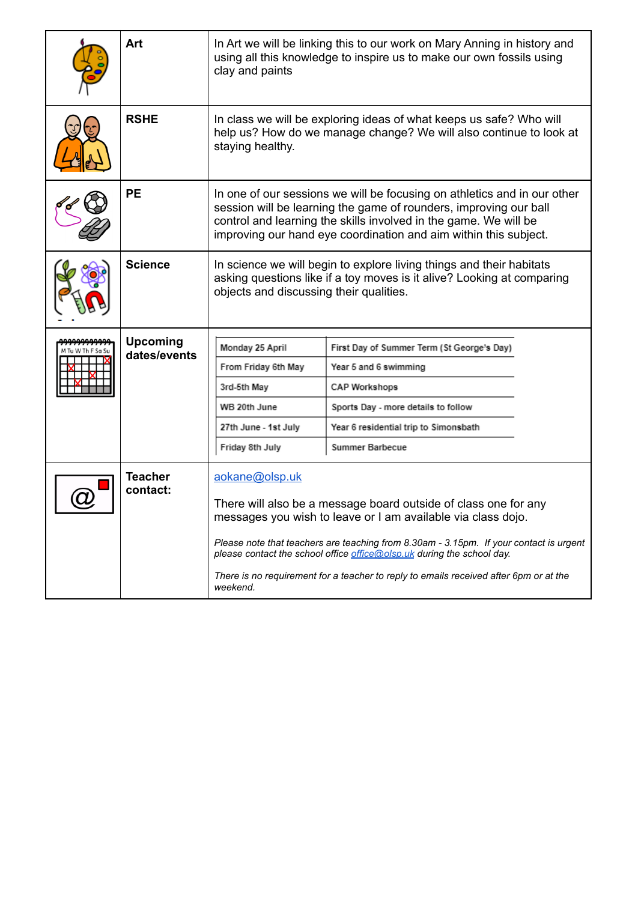| | | |
|---|---|---|
| | **Art** | In Art we will be linking this to our work on Mary Anning in history and using all this knowledge to inspire us to make our own fossils using clay and paints |
| | **RSHE** | In class we will be exploring ideas of what keeps us safe? Who will help us? How do we manage change? We will also continue to look at staying healthy. |
| | **PE** | In one of our sessions we will be focusing on athletics and in our other session will be learning the game of rounders, improving our ball control and learning the skills involved in the game. We will be improving our hand eye coordination and aim within this subject. |
| | **Science** | In science we will begin to explore living things and their habitats asking questions like if a toy moves is it alive? Looking at comparing objects and discussing their qualities. |
| | **Upcoming dates/events** | Monday 25 April — First Day of Summer Term (St George's Day)<br>From Friday 6th May — Year 5 and 6 swimming<br>3rd-5th May — CAP Workshops<br>WB 20th June — Sports Day - more details to follow<br>27th June - 1st July — Year 6 residential trip to Simonsbath<br>Friday 8th July — Summer Barbecue |
| | **Teacher contact:** | aokane@olsp.uk<br><br>There will also be a message board outside of class one for any messages you wish to leave or I am available via class dojo.<br><br>*Please note that teachers are teaching from 8.30am - 3.15pm. If your contact is urgent please contact the school office office@olsp.uk during the school day.*<br><br>*There is no requirement for a teacher to reply to emails received after 6pm or at the weekend.* |